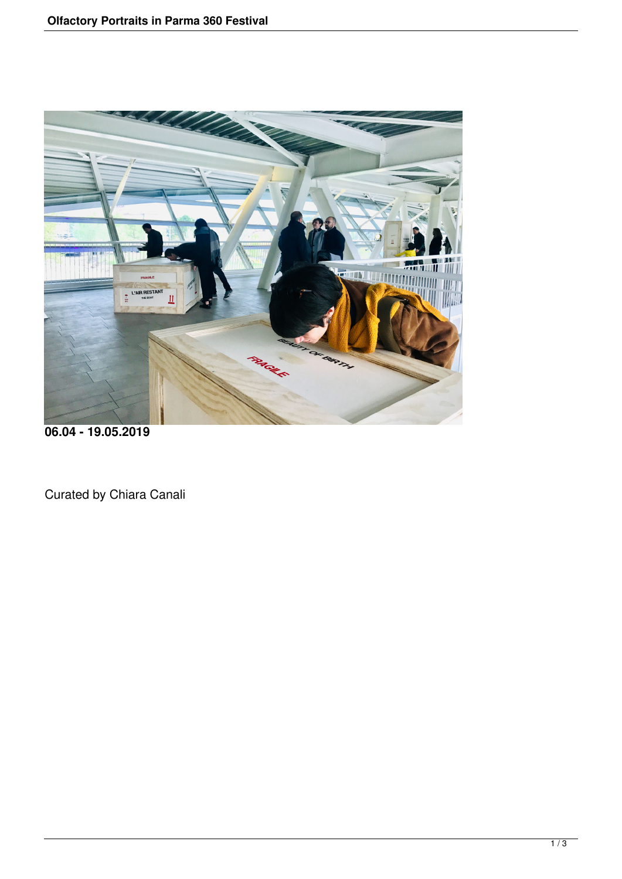**06.04 - 19.05.2019**

Curated by Chiara Canali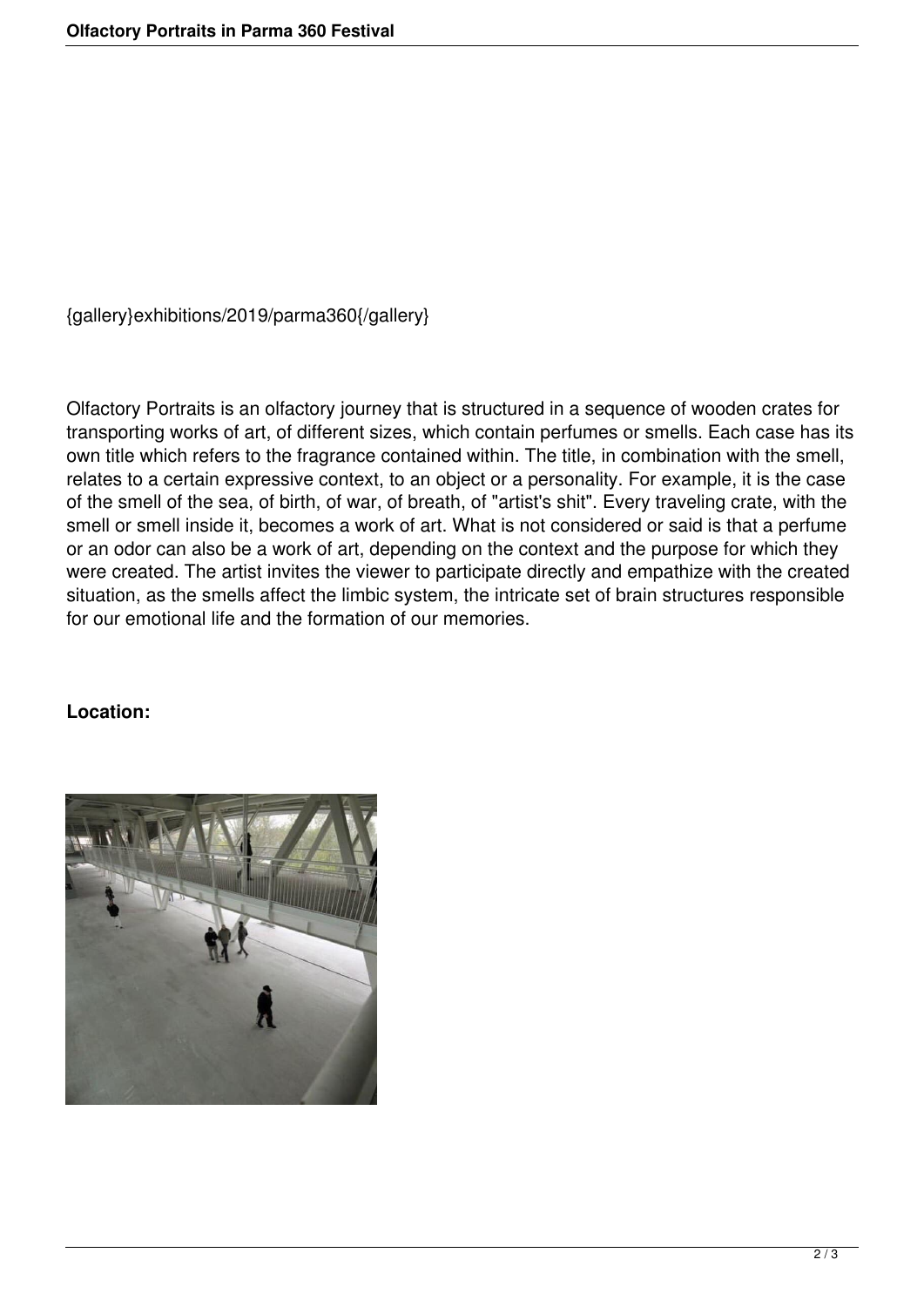{gallery}exhibitions/2019/parma360{/gallery}

Olfactory Portraits is an olfactory journey that is structured in a sequence of wooden crates for transporting works of art, of different sizes, which contain perfumes or smells. Each case has its own title which refers to the fragrance contained within. The title, in combination with the smell, relates to a certain expressive context, to an object or a personality. For example, it is the case of the smell of the sea, of birth, of war, of breath, of "artist's shit". Every traveling crate, with the smell or smell inside it, becomes a work of art. What is not considered or said is that a perfume or an odor can also be a work of art, depending on the context and the purpose for which they were created. The artist invites the viewer to participate directly and empathize with the created situation, as the smells affect the limbic system, the intricate set of brain structures responsible for our emotional life and the formation of our memories.

**Location:**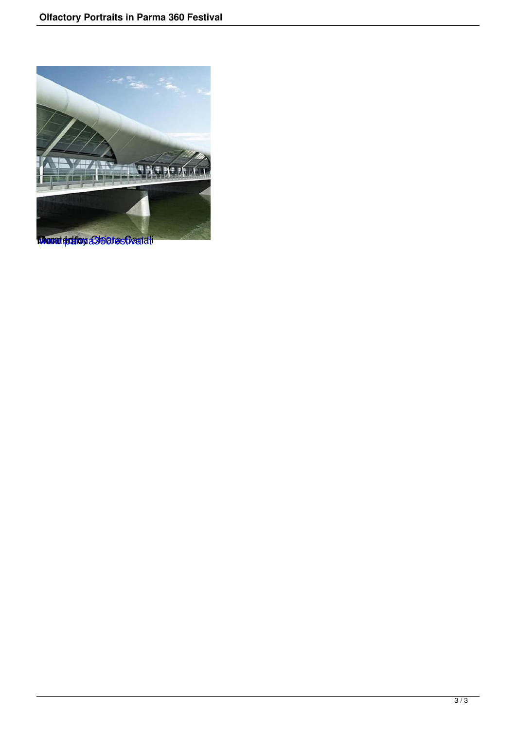Curated by: Chiara Canali

More info: www.parma360festival.it